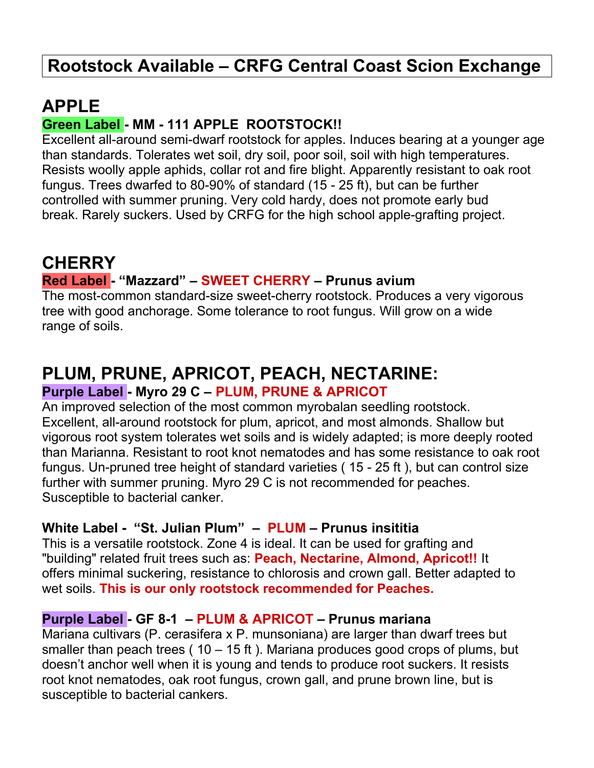# Rootstock Available – CRFG Central Coast Scion Exchange

## APPLE

**Green Label - MM - 111 APPLE ROOTSTOCK!!**

Excellent all-around semi-dwarf rootstock for apples. Induces bearing at a younger age than standards. Tolerates wet soil, dry soil, poor soil, soil with high temperatures. Resists woolly apple aphids, collar rot and fire blight. Apparently resistant to oak root fungus. Trees dwarfed to 80-90% of standard (15 - 25 ft), but can be further controlled with summer pruning. Very cold hardy, does not promote early bud break. Rarely suckers. Used by CRFG for the high school apple-grafting project.

## CHERRY

**Red Label - "Mazzard" – SWEET CHERRY – Prunus avium**

The most-common standard-size sweet-cherry rootstock. Produces a very vigorous tree with good anchorage. Some tolerance to root fungus. Will grow on a wide range of soils.

## PLUM, PRUNE, APRICOT, PEACH, NECTARINE:

**Purple Label - Myro 29 C – PLUM, PRUNE & APRICOT**

An improved selection of the most common myrobalan seedling rootstock. Excellent, all-around rootstock for plum, apricot, and most almonds. Shallow but vigorous root system tolerates wet soils and is widely adapted; is more deeply rooted than Marianna. Resistant to root knot nematodes and has some resistance to oak root fungus. Un-pruned tree height of standard varieties ( 15 - 25 ft ), but can control size further with summer pruning. Myro 29 C is not recommended for peaches. Susceptible to bacterial canker.

**White Label - "St. Julian Plum" – PLUM – Prunus insititia**

This is a versatile rootstock. Zone 4 is ideal. It can be used for grafting and "building" related fruit trees such as: **Peach, Nectarine, Almond, Apricot!!** It offers minimal suckering, resistance to chlorosis and crown gall. Better adapted to wet soils. **This is our only rootstock recommended for Peaches.**

**Purple Label - GF 8-1 – PLUM & APRICOT – Prunus mariana**

Mariana cultivars (P. cerasifera x P. munsoniana) are larger than dwarf trees but smaller than peach trees ( 10 – 15 ft ). Mariana produces good crops of plums, but doesn't anchor well when it is young and tends to produce root suckers. It resists root knot nematodes, oak root fungus, crown gall, and prune brown line, but is susceptible to bacterial cankers.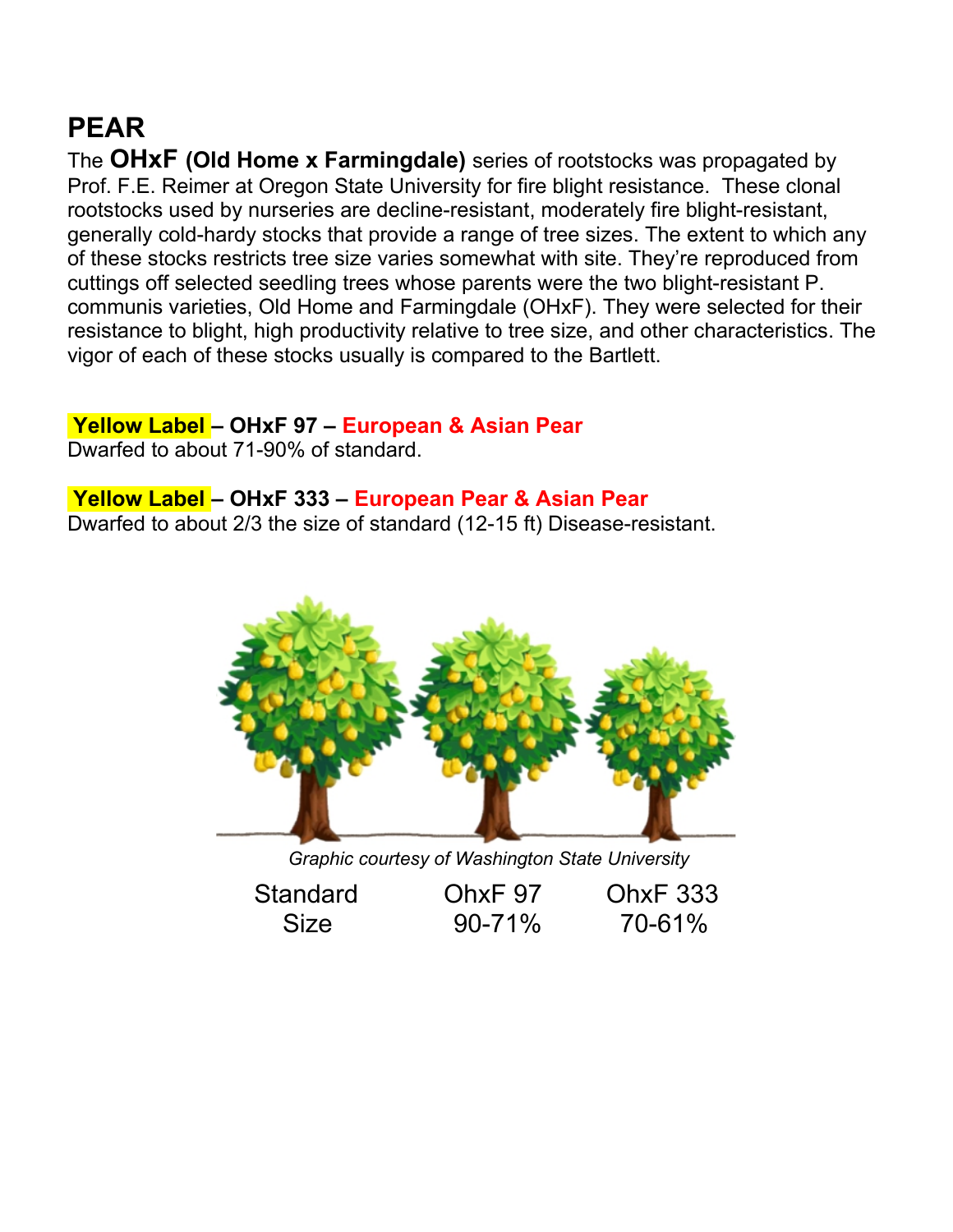# PEAR

The **OHxF (Old Home x Farmingdale)** series of rootstocks was propagated by Prof. F.E. Reimer at Oregon State University for fire blight resistance. These clonal rootstocks used by nurseries are decline-resistant, moderately fire blight-resistant, generally cold-hardy stocks that provide a range of tree sizes. The extent to which any of these stocks restricts tree size varies somewhat with site. They're reproduced from cuttings off selected seedling trees whose parents were the two blight-resistant P. communis varieties, Old Home and Farmingdale (OHxF). They were selected for their resistance to blight, high productivity relative to tree size, and other characteristics. The vigor of each of these stocks usually is compared to the Bartlett.

**Yellow Label – OHxF 97 – European & Asian Pear**
Dwarfed to about 71-90% of standard.

**Yellow Label – OHxF 333 – European Pear & Asian Pear**
Dwarfed to about 2/3 the size of standard (12-15 ft) Disease-resistant.

*Graphic courtesy of Washington State University*

Standard Size

OhxF 97 90-71%

OhxF 333 70-61%